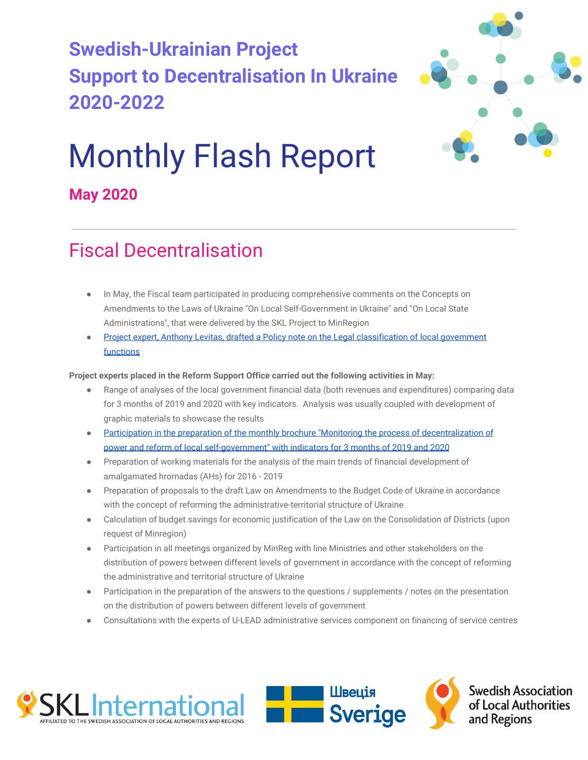# Swedish-Ukrainian Project Support to Decentralisation In Ukraine 2020-2022

# Monthly Flash Report

**May 2020**

---

## Fiscal Decentralisation

- In May, the Fiscal team participated in producing comprehensive comments on the Concepts on Amendments to the Laws of Ukraine "On Local Self-Government in Ukraine" and "On Local State Administrations", that were delivered by the SKL Project to MinRegion
- Project expert, Anthony Levitas, drafted a Policy note on the Legal classification of local government functions

**Project experts placed in the Reform Support Office carried out the following activities in May:**

- Range of analyses of the local government financial data (both revenues and expenditures) comparing data for 3 months of 2019 and 2020 with key indicators. Analysis was usually coupled with development of graphic materials to showcase the results
- Participation in the preparation of the monthly brochure "Monitoring the process of decentralization of power and reform of local self-government" with indicators for 3 months of 2019 and 2020
- Preparation of working materials for the analysis of the main trends of financial development of amalgamated hromadas (AHs) for 2016 - 2019
- Preparation of proposals to the draft Law on Amendments to the Budget Code of Ukraine in accordance with the concept of reforming the administrative-territorial structure of Ukraine
- Calculation of budget savings for economic justification of the Law on the Consolidation of Districts (upon request of Minregion)
- Participation in all meetings organized by MinReg with line Ministries and other stakeholders on the distribution of powers between different levels of government in accordance with the concept of reforming the administrative and territorial structure of Ukraine
- Participation in the preparation of the answers to the questions / supplements / notes on the presentation on the distribution of powers between different levels of government
- Consultations with the experts of U-LEAD administrative services component on financing of service centres

SKL International — AFFILIATED TO THE SWEDISH ASSOCIATION OF LOCAL AUTHORITIES AND REGIONS | Швеція Sverige | Swedish Association of Local Authorities and Regions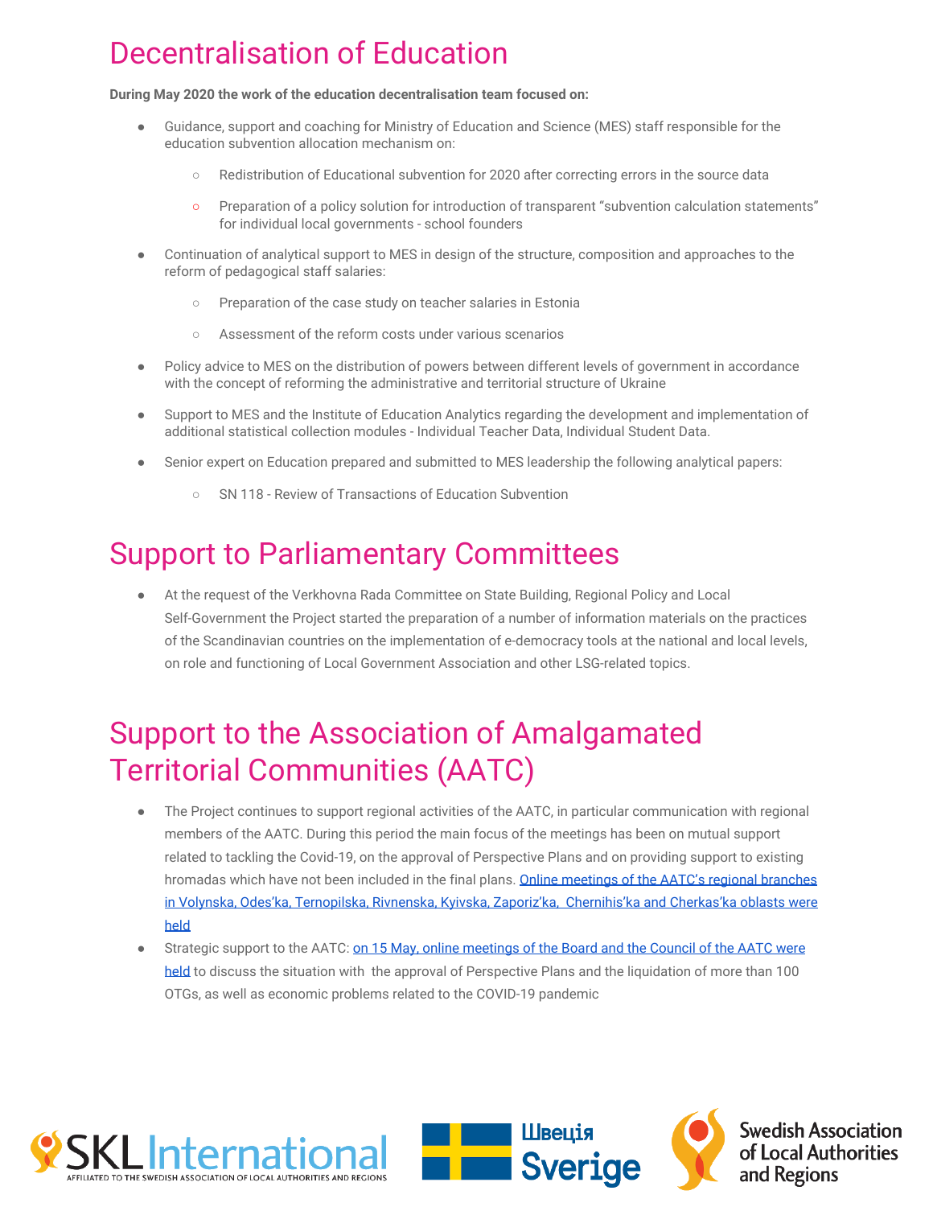# Decentralisation of Education

**During May 2020 the work of the education decentralisation team focused on:**

- Guidance, support and coaching for Ministry of Education and Science (MES) staff responsible for the education subvention allocation mechanism on:
  - Redistribution of Educational subvention for 2020 after correcting errors in the source data
  - Preparation of a policy solution for introduction of transparent "subvention calculation statements" for individual local governments - school founders
- Continuation of analytical support to MES in design of the structure, composition and approaches to the reform of pedagogical staff salaries:
  - Preparation of the case study on teacher salaries in Estonia
  - Assessment of the reform costs under various scenarios
- Policy advice to MES on the distribution of powers between different levels of government in accordance with the concept of reforming the administrative and territorial structure of Ukraine
- Support to MES and the Institute of Education Analytics regarding the development and implementation of additional statistical collection modules - Individual Teacher Data, Individual Student Data.
- Senior expert on Education prepared and submitted to MES leadership the following analytical papers:
  - SN 118 - Review of Transactions of Education Subvention

# Support to Parliamentary Committees

- At the request of the Verkhovna Rada Committee on State Building, Regional Policy and Local Self-Government the Project started the preparation of a number of information materials on the practices of the Scandinavian countries on the implementation of e-democracy tools at the national and local levels, on role and functioning of Local Government Association and other LSG-related topics.

# Support to the Association of Amalgamated Territorial Communities (AATC)

- The Project continues to support regional activities of the AATC, in particular communication with regional members of the AATC. During this period the main focus of the meetings has been on mutual support related to tackling the Covid-19, on the approval of Perspective Plans and on providing support to existing hromadas which have not been included in the final plans. Online meetings of the AATC's regional branches in Volynska, Odes'ka, Ternopilska, Rivnenska, Kyivska, Zaporiz'ka, Chernihis'ka and Cherkas'ka oblasts were held
- Strategic support to the AATC: on 15 May, online meetings of the Board and the Council of the AATC were held to discuss the situation with the approval of Perspective Plans and the liquidation of more than 100 OTGs, as well as economic problems related to the COVID-19 pandemic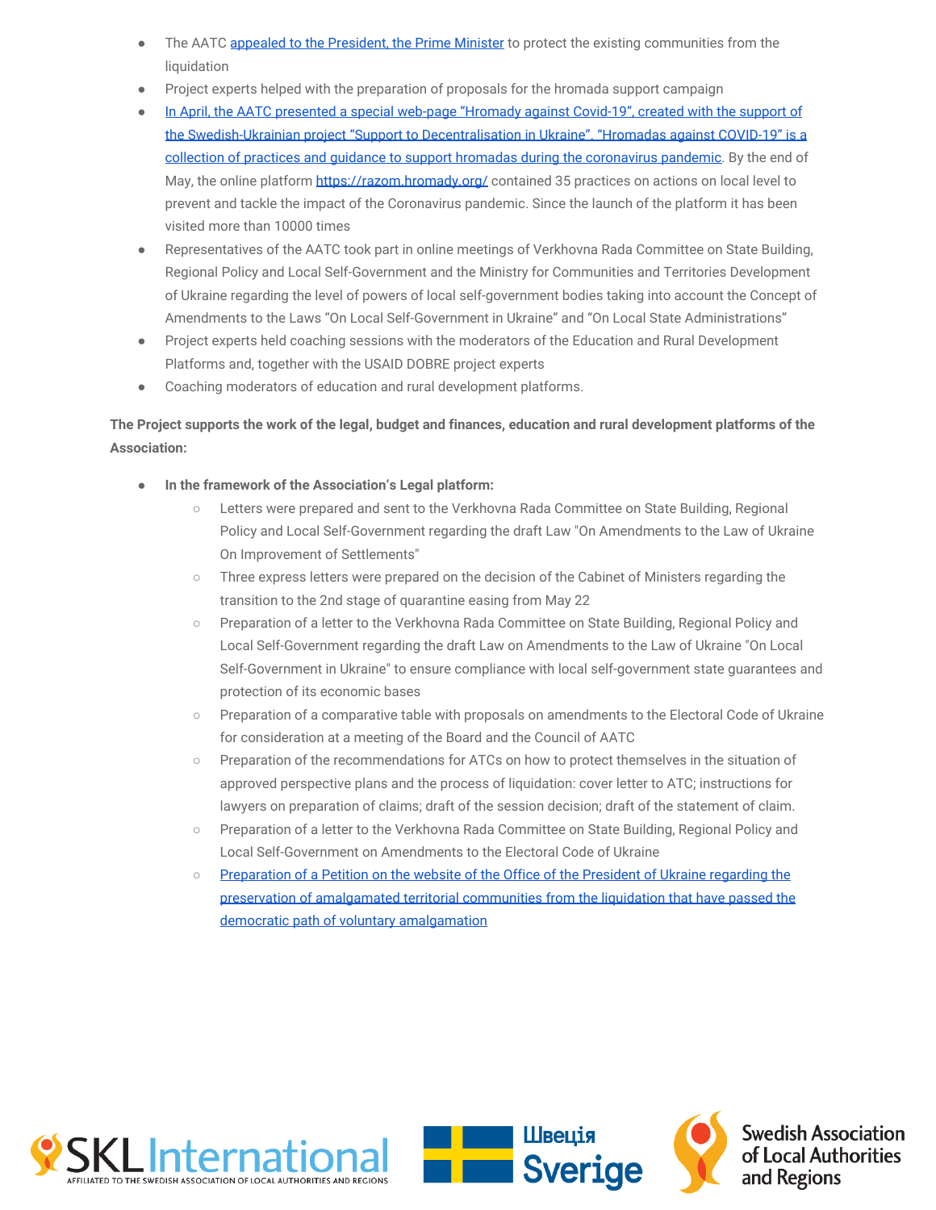- The AATC appealed to the President, the Prime Minister to protect the existing communities from the liquidation
- Project experts helped with the preparation of proposals for the hromada support campaign
- In April, the AATC presented a special web-page "Hromady against Covid-19", created with the support of the Swedish-Ukrainian project "Support to Decentralisation in Ukraine". "Hromadas against COVID-19" is a collection of practices and guidance to support hromadas during the coronavirus pandemic. By the end of May, the online platform https://razom.hromady.org/ contained 35 practices on actions on local level to prevent and tackle the impact of the Coronavirus pandemic. Since the launch of the platform it has been visited more than 10000 times
- Representatives of the AATC took part in online meetings of Verkhovna Rada Committee on State Building, Regional Policy and Local Self-Government and the Ministry for Communities and Territories Development of Ukraine regarding the level of powers of local self-government bodies taking into account the Concept of Amendments to the Laws "On Local Self-Government in Ukraine" and "On Local State Administrations"
- Project experts held coaching sessions with the moderators of the Education and Rural Development Platforms and, together with the USAID DOBRE project experts
- Coaching moderators of education and rural development platforms.

**The Project supports the work of the legal, budget and finances, education and rural development platforms of the Association:**

- **In the framework of the Association's Legal platform:**
  - Letters were prepared and sent to the Verkhovna Rada Committee on State Building, Regional Policy and Local Self-Government regarding the draft Law "On Amendments to the Law of Ukraine On Improvement of Settlements"
  - Three express letters were prepared on the decision of the Cabinet of Ministers regarding the transition to the 2nd stage of quarantine easing from May 22
  - Preparation of a letter to the Verkhovna Rada Committee on State Building, Regional Policy and Local Self-Government regarding the draft Law on Amendments to the Law of Ukraine "On Local Self-Government in Ukraine" to ensure compliance with local self-government state guarantees and protection of its economic bases
  - Preparation of a comparative table with proposals on amendments to the Electoral Code of Ukraine for consideration at a meeting of the Board and the Council of AATC
  - Preparation of the recommendations for ATCs on how to protect themselves in the situation of approved perspective plans and the process of liquidation: cover letter to ATC; instructions for lawyers on preparation of claims; draft of the session decision; draft of the statement of claim.
  - Preparation of a letter to the Verkhovna Rada Committee on State Building, Regional Policy and Local Self-Government on Amendments to the Electoral Code of Ukraine
  - Preparation of a Petition on the website of the Office of the President of Ukraine regarding the preservation of amalgamated territorial communities from the liquidation that have passed the democratic path of voluntary amalgamation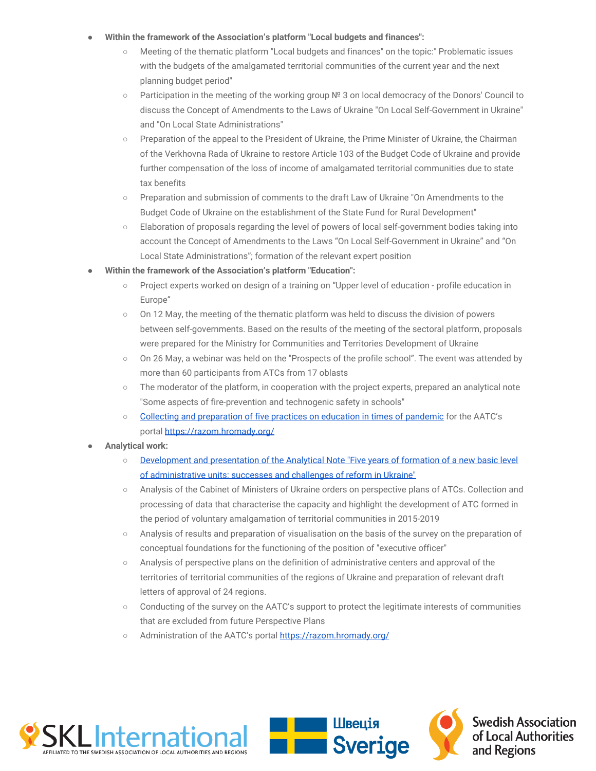- **Within the framework of the Association's platform "Local budgets and finances":**
  - Meeting of the thematic platform "Local budgets and finances" on the topic:" Problematic issues with the budgets of the amalgamated territorial communities of the current year and the next planning budget period"
  - Participation in the meeting of the working group № 3 on local democracy of the Donors' Council to discuss the Concept of Amendments to the Laws of Ukraine "On Local Self-Government in Ukraine" and "On Local State Administrations"
  - Preparation of the appeal to the President of Ukraine, the Prime Minister of Ukraine, the Chairman of the Verkhovna Rada of Ukraine to restore Article 103 of the Budget Code of Ukraine and provide further compensation of the loss of income of amalgamated territorial communities due to state tax benefits
  - Preparation and submission of comments to the draft Law of Ukraine "On Amendments to the Budget Code of Ukraine on the establishment of the State Fund for Rural Development"
  - Elaboration of proposals regarding the level of powers of local self-government bodies taking into account the Concept of Amendments to the Laws "On Local Self-Government in Ukraine" and "On Local State Administrations"; formation of the relevant expert position
- **Within the framework of the Association's platform "Education":**
  - Project experts worked on design of a training on "Upper level of education - profile education in Europe"
  - On 12 May, the meeting of the thematic platform was held to discuss the division of powers between self-governments. Based on the results of the meeting of the sectoral platform, proposals were prepared for the Ministry for Communities and Territories Development of Ukraine
  - On 26 May, a webinar was held on the "Prospects of the profile school". The event was attended by more than 60 participants from ATCs from 17 oblasts
  - The moderator of the platform, in cooperation with the project experts, prepared an analytical note "Some aspects of fire-prevention and technogenic safety in schools"
  - Collecting and preparation of five practices on education in times of pandemic for the AATC's portal https://razom.hromady.org/
- **Analytical work:**
  - Development and presentation of the Analytical Note "Five years of formation of a new basic level of administrative units: successes and challenges of reform in Ukraine"
  - Analysis of the Cabinet of Ministers of Ukraine orders on perspective plans of ATCs. Collection and processing of data that characterise the capacity and highlight the development of ATC formed in the period of voluntary amalgamation of territorial communities in 2015-2019
  - Analysis of results and preparation of visualisation on the basis of the survey on the preparation of conceptual foundations for the functioning of the position of "executive officer"
  - Analysis of perspective plans on the definition of administrative centers and approval of the territories of territorial communities of the regions of Ukraine and preparation of relevant draft letters of approval of 24 regions.
  - Conducting of the survey on the AATC's support to protect the legitimate interests of communities that are excluded from future Perspective Plans
  - Administration of the AATC's portal https://razom.hromady.org/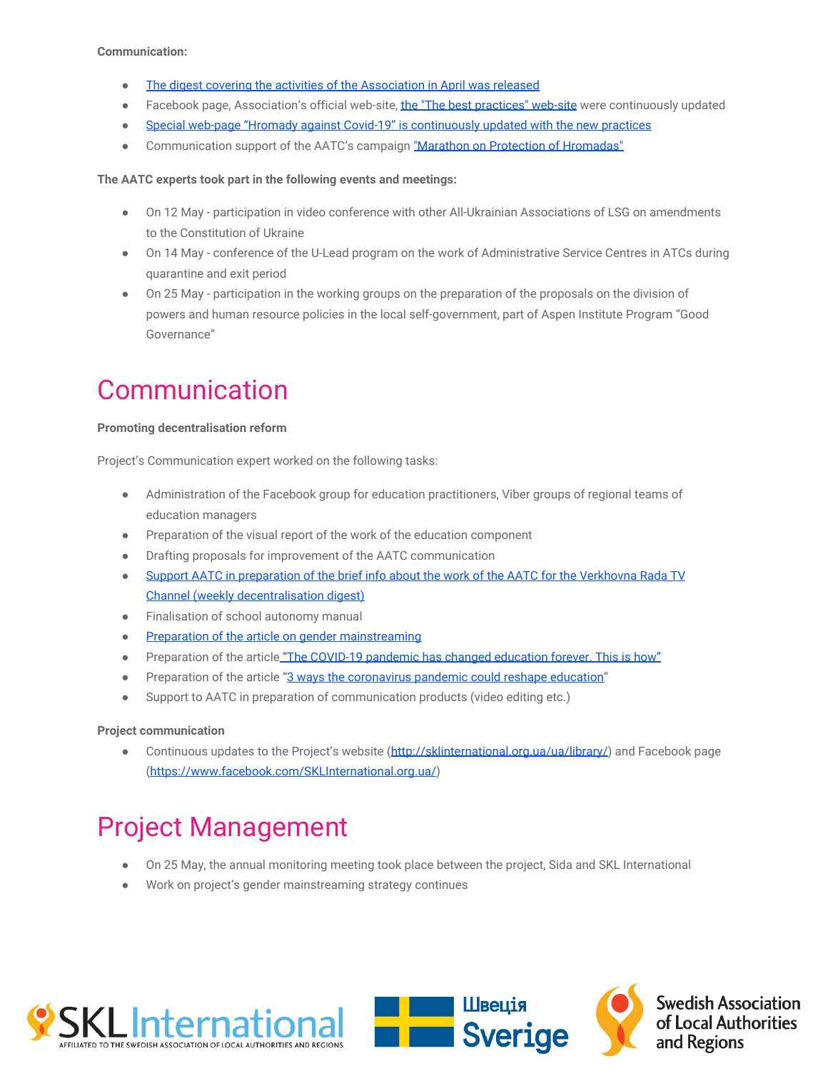**Communication:**

- The digest covering the activities of the Association in April was released
- Facebook page, Association's official web-site, the "The best practices" web-site were continuously updated
- Special web-page "Hromady against Covid-19" is continuously updated with the new practices
- Communication support of the AATC's campaign "Marathon on Protection of Hromadas"

**The AATC experts took part in the following events and meetings:**

- On 12 May - participation in video conference with other All-Ukrainian Associations of LSG on amendments to the Constitution of Ukraine
- On 14 May - conference of the U-Lead program on the work of Administrative Service Centres in ATCs during quarantine and exit period
- On 25 May - participation in the working groups on the preparation of the proposals on the division of powers and human resource policies in the local self-government, part of Aspen Institute Program "Good Governance"

# Communication

**Promoting decentralisation reform**

Project's Communication expert worked on the following tasks:

- Administration of the Facebook group for education practitioners, Viber groups of regional teams of education managers
- Preparation of the visual report of the work of the education component
- Drafting proposals for improvement of the AATC communication
- Support AATC in preparation of the brief info about the work of the AATC for the Verkhovna Rada TV Channel (weekly decentralisation digest)
- Finalisation of school autonomy manual
- Preparation of the article on gender mainstreaming
- Preparation of the article "The COVID-19 pandemic has changed education forever. This is how"
- Preparation of the article "3 ways the coronavirus pandemic could reshape education"
- Support to AATC in preparation of communication products (video editing etc.)

**Project communication**

- Continuous updates to the Project's website (http://sklinternational.org.ua/ua/library/) and Facebook page (https://www.facebook.com/SKLInternational.org.ua/)

# Project Management

- On 25 May, the annual monitoring meeting took place between the project, Sida and SKL International
- Work on project's gender mainstreaming strategy continues